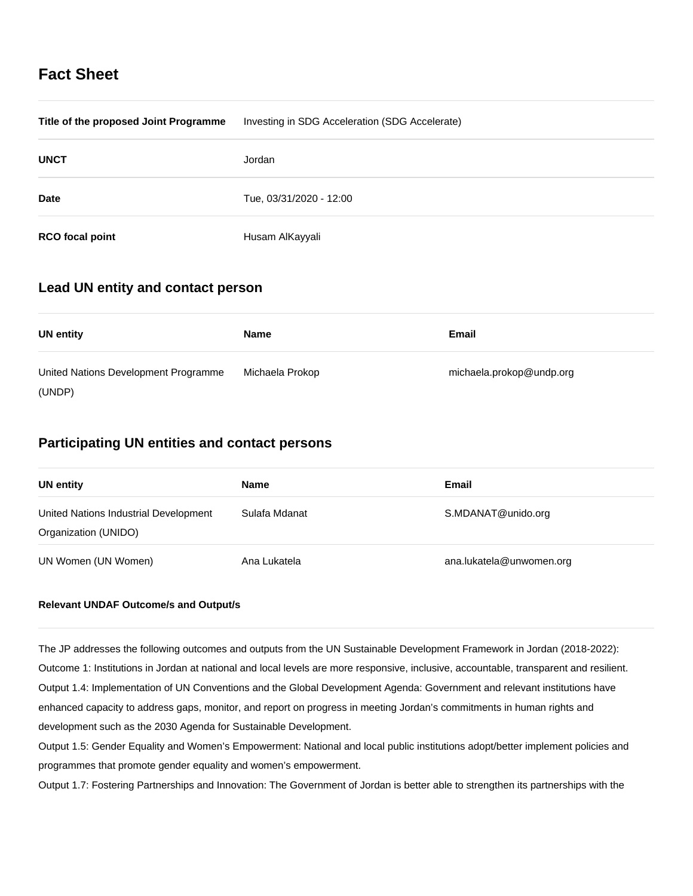# Fact Sheet

| | |
|---|---|
| **Title of the proposed Joint Programme** | Investing in SDG Acceleration (SDG Accelerate) |
| **UNCT** | Jordan |
| **Date** | Tue, 03/31/2020 - 12:00 |
| **RCO focal point** | Husam AlKayyali |

## Lead UN entity and contact person

| UN entity | Name | Email |
|---|---|---|
| United Nations Development Programme (UNDP) | Michaela Prokop | michaela.prokop@undp.org |

## Participating UN entities and contact persons

| UN entity | Name | Email |
|---|---|---|
| United Nations Industrial Development Organization (UNIDO) | Sulafa Mdanat | S.MDANAT@unido.org |
| UN Women (UN Women) | Ana Lukatela | ana.lukatela@unwomen.org |

#### Relevant UNDAF Outcome/s and Output/s

The JP addresses the following outcomes and outputs from the UN Sustainable Development Framework in Jordan (2018-2022):
Outcome 1: Institutions in Jordan at national and local levels are more responsive, inclusive, accountable, transparent and resilient.
Output 1.4: Implementation of UN Conventions and the Global Development Agenda: Government and relevant institutions have enhanced capacity to address gaps, monitor, and report on progress in meeting Jordan's commitments in human rights and development such as the 2030 Agenda for Sustainable Development.
Output 1.5: Gender Equality and Women's Empowerment: National and local public institutions adopt/better implement policies and programmes that promote gender equality and women's empowerment.
Output 1.7: Fostering Partnerships and Innovation: The Government of Jordan is better able to strengthen its partnerships with the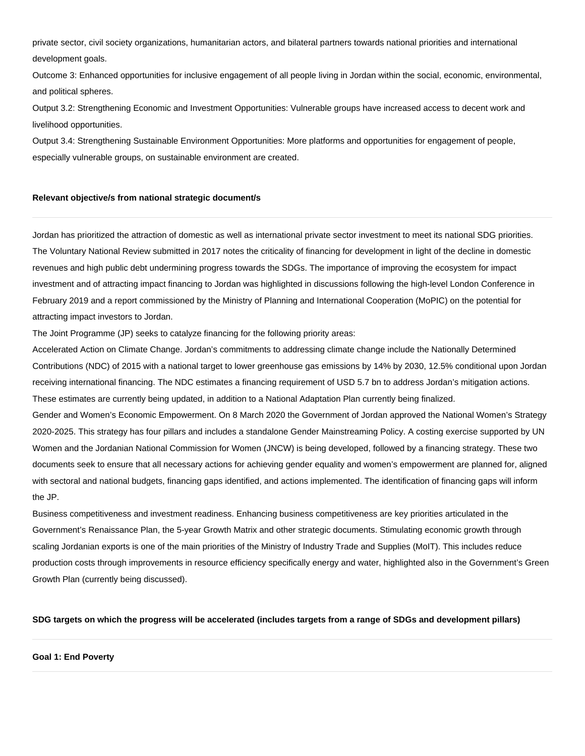private sector, civil society organizations, humanitarian actors, and bilateral partners towards national priorities and international development goals.

Outcome 3: Enhanced opportunities for inclusive engagement of all people living in Jordan within the social, economic, environmental, and political spheres.

Output 3.2: Strengthening Economic and Investment Opportunities: Vulnerable groups have increased access to decent work and livelihood opportunities.

Output 3.4: Strengthening Sustainable Environment Opportunities: More platforms and opportunities for engagement of people, especially vulnerable groups, on sustainable environment are created.

**Relevant objective/s from national strategic document/s**

---

Jordan has prioritized the attraction of domestic as well as international private sector investment to meet its national SDG priorities. The Voluntary National Review submitted in 2017 notes the criticality of financing for development in light of the decline in domestic revenues and high public debt undermining progress towards the SDGs. The importance of improving the ecosystem for impact investment and of attracting impact financing to Jordan was highlighted in discussions following the high-level London Conference in February 2019 and a report commissioned by the Ministry of Planning and International Cooperation (MoPIC) on the potential for attracting impact investors to Jordan.

The Joint Programme (JP) seeks to catalyze financing for the following priority areas:

Accelerated Action on Climate Change. Jordan's commitments to addressing climate change include the Nationally Determined Contributions (NDC) of 2015 with a national target to lower greenhouse gas emissions by 14% by 2030, 12.5% conditional upon Jordan receiving international financing. The NDC estimates a financing requirement of USD 5.7 bn to address Jordan's mitigation actions. These estimates are currently being updated, in addition to a National Adaptation Plan currently being finalized.

Gender and Women's Economic Empowerment. On 8 March 2020 the Government of Jordan approved the National Women's Strategy 2020-2025. This strategy has four pillars and includes a standalone Gender Mainstreaming Policy. A costing exercise supported by UN Women and the Jordanian National Commission for Women (JNCW) is being developed, followed by a financing strategy. These two documents seek to ensure that all necessary actions for achieving gender equality and women's empowerment are planned for, aligned with sectoral and national budgets, financing gaps identified, and actions implemented. The identification of financing gaps will inform the JP.

Business competitiveness and investment readiness. Enhancing business competitiveness are key priorities articulated in the Government's Renaissance Plan, the 5-year Growth Matrix and other strategic documents. Stimulating economic growth through scaling Jordanian exports is one of the main priorities of the Ministry of Industry Trade and Supplies (MoIT). This includes reduce production costs through improvements in resource efficiency specifically energy and water, highlighted also in the Government's Green Growth Plan (currently being discussed).

**SDG targets on which the progress will be accelerated (includes targets from a range of SDGs and development pillars)**

---

**Goal 1: End Poverty**

---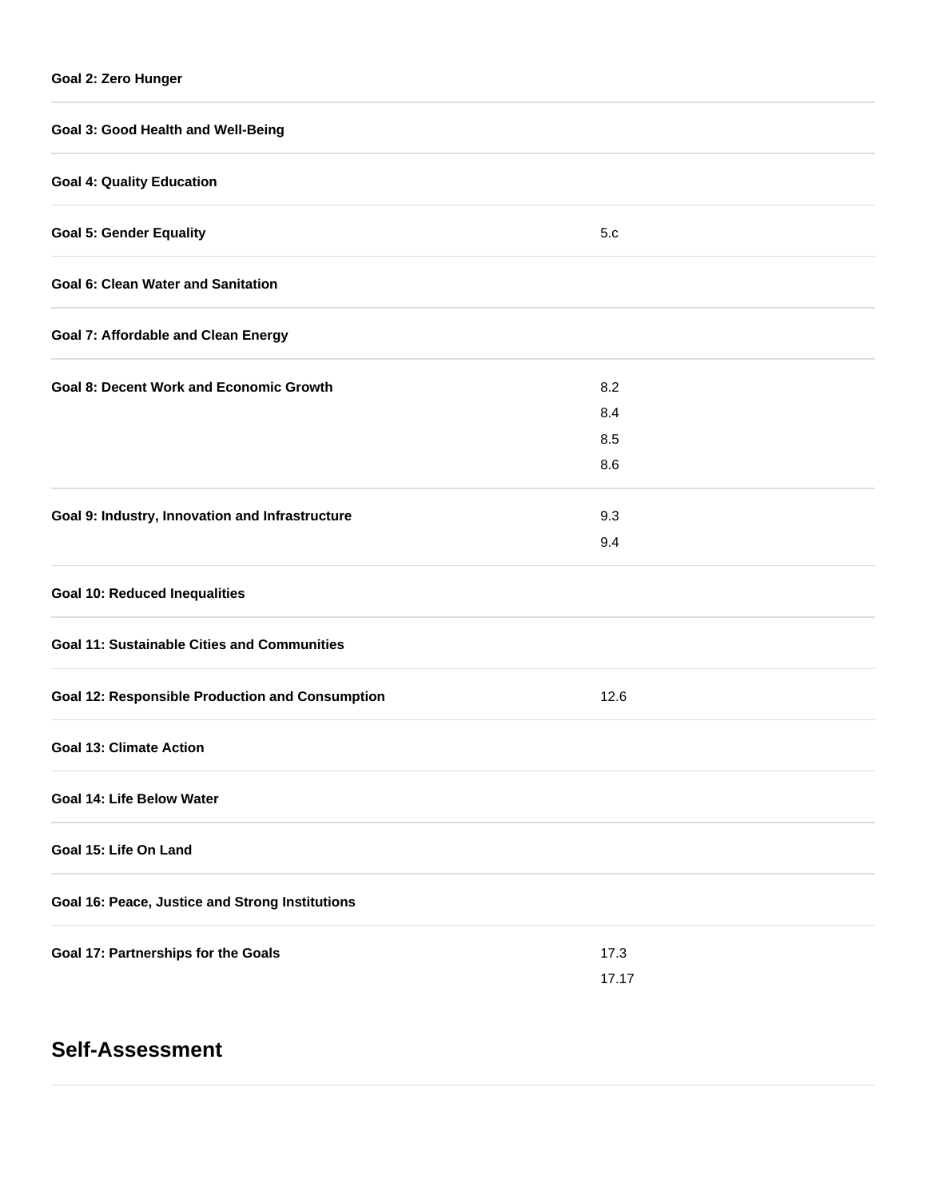| | |
|---|---|
| **Goal 2: Zero Hunger** | |
| **Goal 3: Good Health and Well-Being** | |
| **Goal 4: Quality Education** | |
| **Goal 5: Gender Equality** | 5.c |
| **Goal 6: Clean Water and Sanitation** | |
| **Goal 7: Affordable and Clean Energy** | |
| **Goal 8: Decent Work and Economic Growth** | 8.2<br>8.4<br>8.5<br>8.6 |
| **Goal 9: Industry, Innovation and Infrastructure** | 9.3<br>9.4 |
| **Goal 10: Reduced Inequalities** | |
| **Goal 11: Sustainable Cities and Communities** | |
| **Goal 12: Responsible Production and Consumption** | 12.6 |
| **Goal 13: Climate Action** | |
| **Goal 14: Life Below Water** | |
| **Goal 15: Life On Land** | |
| **Goal 16: Peace, Justice and Strong Institutions** | |
| **Goal 17: Partnerships for the Goals** | 17.3<br>17.17 |

## Self-Assessment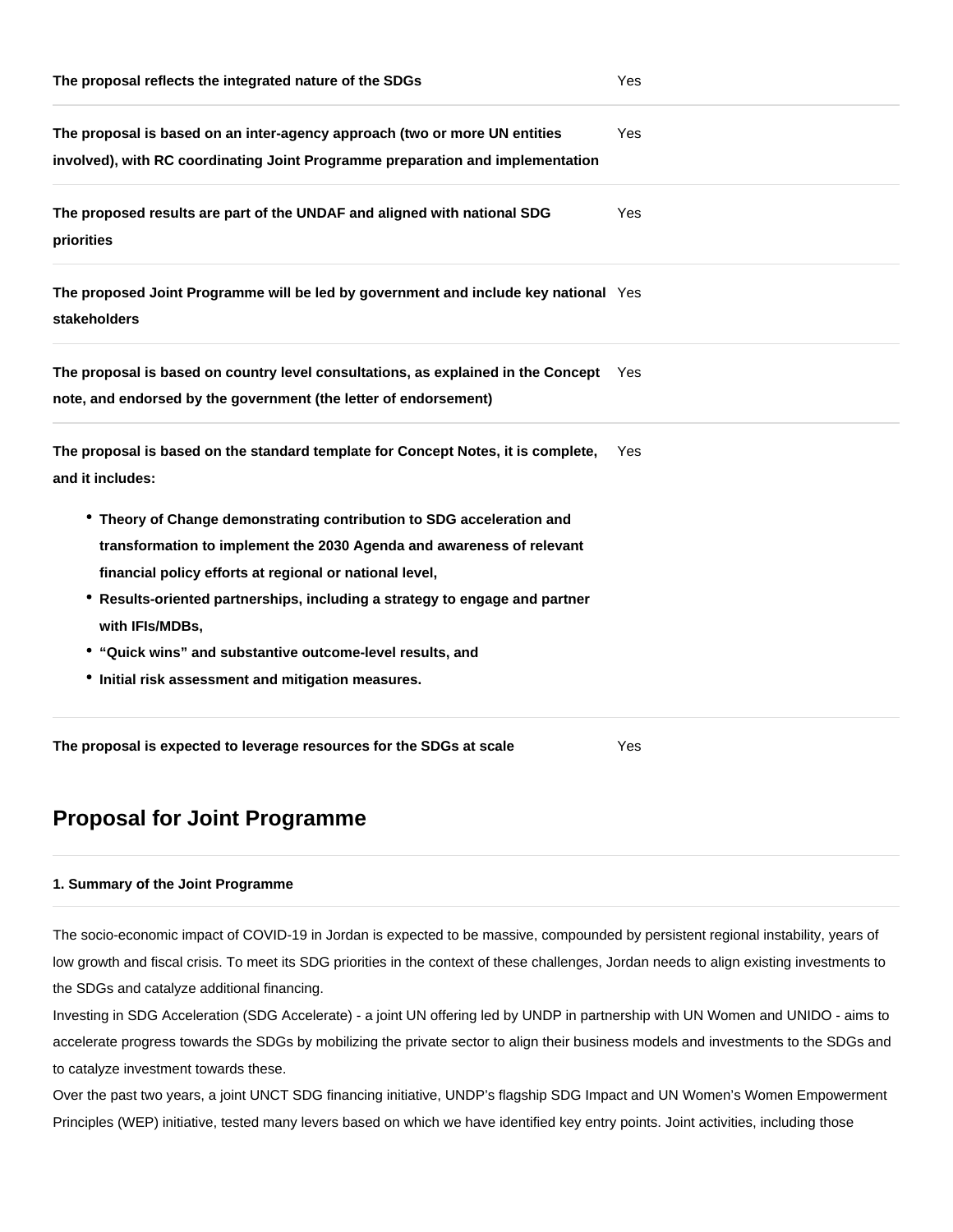| | |
|---|---|
| **The proposal reflects the integrated nature of the SDGs** | Yes |
| **The proposal is based on an inter-agency approach (two or more UN entities involved), with RC coordinating Joint Programme preparation and implementation** | Yes |
| **The proposed results are part of the UNDAF and aligned with national SDG priorities** | Yes |
| **The proposed Joint Programme will be led by government and include key national stakeholders** | Yes |
| **The proposal is based on country level consultations, as explained in the Concept note, and endorsed by the government (the letter of endorsement)** | Yes |
| **The proposal is based on the standard template for Concept Notes, it is complete, and it includes:** • **Theory of Change demonstrating contribution to SDG acceleration and transformation to implement the 2030 Agenda and awareness of relevant financial policy efforts at regional or national level,** • **Results-oriented partnerships, including a strategy to engage and partner with IFIs/MDBs,** • **"Quick wins" and substantive outcome-level results, and** • **Initial risk assessment and mitigation measures.** | Yes |
| **The proposal is expected to leverage resources for the SDGs at scale** | Yes |

## Proposal for Joint Programme

#### 1. Summary of the Joint Programme

The socio-economic impact of COVID-19 in Jordan is expected to be massive, compounded by persistent regional instability, years of low growth and fiscal crisis. To meet its SDG priorities in the context of these challenges, Jordan needs to align existing investments to the SDGs and catalyze additional financing.

Investing in SDG Acceleration (SDG Accelerate) - a joint UN offering led by UNDP in partnership with UN Women and UNIDO - aims to accelerate progress towards the SDGs by mobilizing the private sector to align their business models and investments to the SDGs and to catalyze investment towards these.

Over the past two years, a joint UNCT SDG financing initiative, UNDP's flagship SDG Impact and UN Women's Women Empowerment Principles (WEP) initiative, tested many levers based on which we have identified key entry points. Joint activities, including those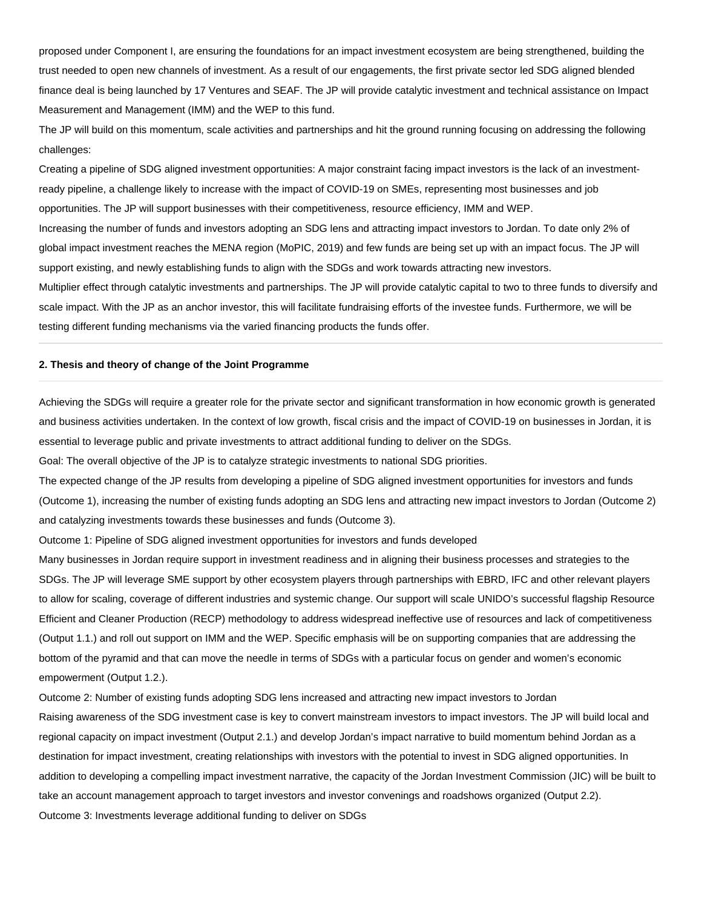proposed under Component I, are ensuring the foundations for an impact investment ecosystem are being strengthened, building the trust needed to open new channels of investment. As a result of our engagements, the first private sector led SDG aligned blended finance deal is being launched by 17 Ventures and SEAF. The JP will provide catalytic investment and technical assistance on Impact Measurement and Management (IMM) and the WEP to this fund.

The JP will build on this momentum, scale activities and partnerships and hit the ground running focusing on addressing the following challenges:

Creating a pipeline of SDG aligned investment opportunities: A major constraint facing impact investors is the lack of an investment-ready pipeline, a challenge likely to increase with the impact of COVID-19 on SMEs, representing most businesses and job opportunities. The JP will support businesses with their competitiveness, resource efficiency, IMM and WEP.

Increasing the number of funds and investors adopting an SDG lens and attracting impact investors to Jordan. To date only 2% of global impact investment reaches the MENA region (MoPIC, 2019) and few funds are being set up with an impact focus. The JP will support existing, and newly establishing funds to align with the SDGs and work towards attracting new investors.

Multiplier effect through catalytic investments and partnerships. The JP will provide catalytic capital to two to three funds to diversify and scale impact. With the JP as an anchor investor, this will facilitate fundraising efforts of the investee funds. Furthermore, we will be testing different funding mechanisms via the varied financing products the funds offer.

---

**2. Thesis and theory of change of the Joint Programme**

---

Achieving the SDGs will require a greater role for the private sector and significant transformation in how economic growth is generated and business activities undertaken. In the context of low growth, fiscal crisis and the impact of COVID-19 on businesses in Jordan, it is essential to leverage public and private investments to attract additional funding to deliver on the SDGs.

Goal: The overall objective of the JP is to catalyze strategic investments to national SDG priorities.

The expected change of the JP results from developing a pipeline of SDG aligned investment opportunities for investors and funds (Outcome 1), increasing the number of existing funds adopting an SDG lens and attracting new impact investors to Jordan (Outcome 2) and catalyzing investments towards these businesses and funds (Outcome 3).

Outcome 1: Pipeline of SDG aligned investment opportunities for investors and funds developed

Many businesses in Jordan require support in investment readiness and in aligning their business processes and strategies to the SDGs. The JP will leverage SME support by other ecosystem players through partnerships with EBRD, IFC and other relevant players to allow for scaling, coverage of different industries and systemic change. Our support will scale UNIDO's successful flagship Resource Efficient and Cleaner Production (RECP) methodology to address widespread ineffective use of resources and lack of competitiveness (Output 1.1.) and roll out support on IMM and the WEP. Specific emphasis will be on supporting companies that are addressing the bottom of the pyramid and that can move the needle in terms of SDGs with a particular focus on gender and women's economic empowerment (Output 1.2.).

Outcome 2: Number of existing funds adopting SDG lens increased and attracting new impact investors to Jordan

Raising awareness of the SDG investment case is key to convert mainstream investors to impact investors. The JP will build local and regional capacity on impact investment (Output 2.1.) and develop Jordan's impact narrative to build momentum behind Jordan as a destination for impact investment, creating relationships with investors with the potential to invest in SDG aligned opportunities. In addition to developing a compelling impact investment narrative, the capacity of the Jordan Investment Commission (JIC) will be built to take an account management approach to target investors and investor convenings and roadshows organized (Output 2.2).

Outcome 3: Investments leverage additional funding to deliver on SDGs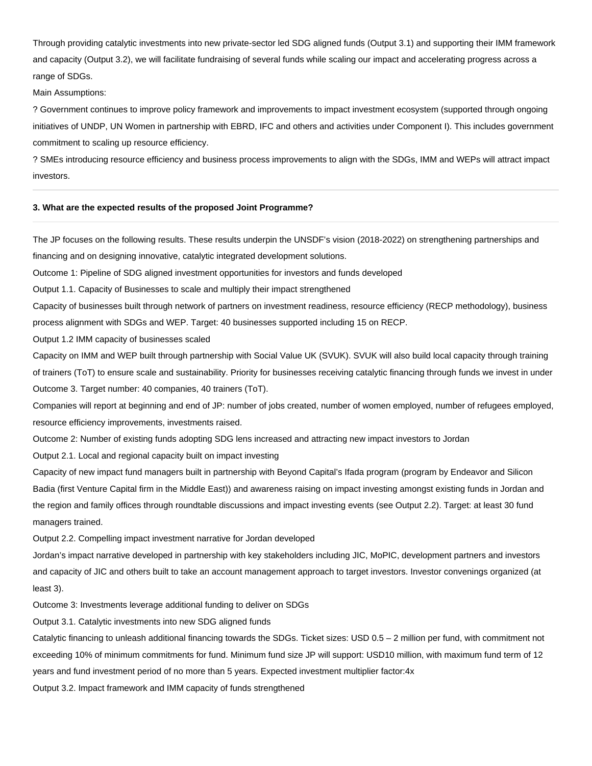Through providing catalytic investments into new private-sector led SDG aligned funds (Output 3.1) and supporting their IMM framework and capacity (Output 3.2), we will facilitate fundraising of several funds while scaling our impact and accelerating progress across a range of SDGs.

Main Assumptions:

? Government continues to improve policy framework and improvements to impact investment ecosystem (supported through ongoing initiatives of UNDP, UN Women in partnership with EBRD, IFC and others and activities under Component I). This includes government commitment to scaling up resource efficiency.

? SMEs introducing resource efficiency and business process improvements to align with the SDGs, IMM and WEPs will attract impact investors.

---

### 3. What are the expected results of the proposed Joint Programme?

---

The JP focuses on the following results. These results underpin the UNSDF's vision (2018-2022) on strengthening partnerships and financing and on designing innovative, catalytic integrated development solutions.

Outcome 1: Pipeline of SDG aligned investment opportunities for investors and funds developed

Output 1.1. Capacity of Businesses to scale and multiply their impact strengthened

Capacity of businesses built through network of partners on investment readiness, resource efficiency (RECP methodology), business process alignment with SDGs and WEP. Target: 40 businesses supported including 15 on RECP.

Output 1.2 IMM capacity of businesses scaled

Capacity on IMM and WEP built through partnership with Social Value UK (SVUK). SVUK will also build local capacity through training of trainers (ToT) to ensure scale and sustainability. Priority for businesses receiving catalytic financing through funds we invest in under Outcome 3. Target number: 40 companies, 40 trainers (ToT).

Companies will report at beginning and end of JP: number of jobs created, number of women employed, number of refugees employed, resource efficiency improvements, investments raised.

Outcome 2: Number of existing funds adopting SDG lens increased and attracting new impact investors to Jordan

Output 2.1. Local and regional capacity built on impact investing

Capacity of new impact fund managers built in partnership with Beyond Capital's Ifada program (program by Endeavor and Silicon Badia (first Venture Capital firm in the Middle East)) and awareness raising on impact investing amongst existing funds in Jordan and the region and family offices through roundtable discussions and impact investing events (see Output 2.2). Target: at least 30 fund managers trained.

Output 2.2. Compelling impact investment narrative for Jordan developed

Jordan's impact narrative developed in partnership with key stakeholders including JIC, MoPIC, development partners and investors and capacity of JIC and others built to take an account management approach to target investors. Investor convenings organized (at least 3).

Outcome 3: Investments leverage additional funding to deliver on SDGs

Output 3.1. Catalytic investments into new SDG aligned funds

Catalytic financing to unleash additional financing towards the SDGs. Ticket sizes: USD 0.5 – 2 million per fund, with commitment not exceeding 10% of minimum commitments for fund. Minimum fund size JP will support: USD10 million, with maximum fund term of 12 years and fund investment period of no more than 5 years. Expected investment multiplier factor:4x

Output 3.2. Impact framework and IMM capacity of funds strengthened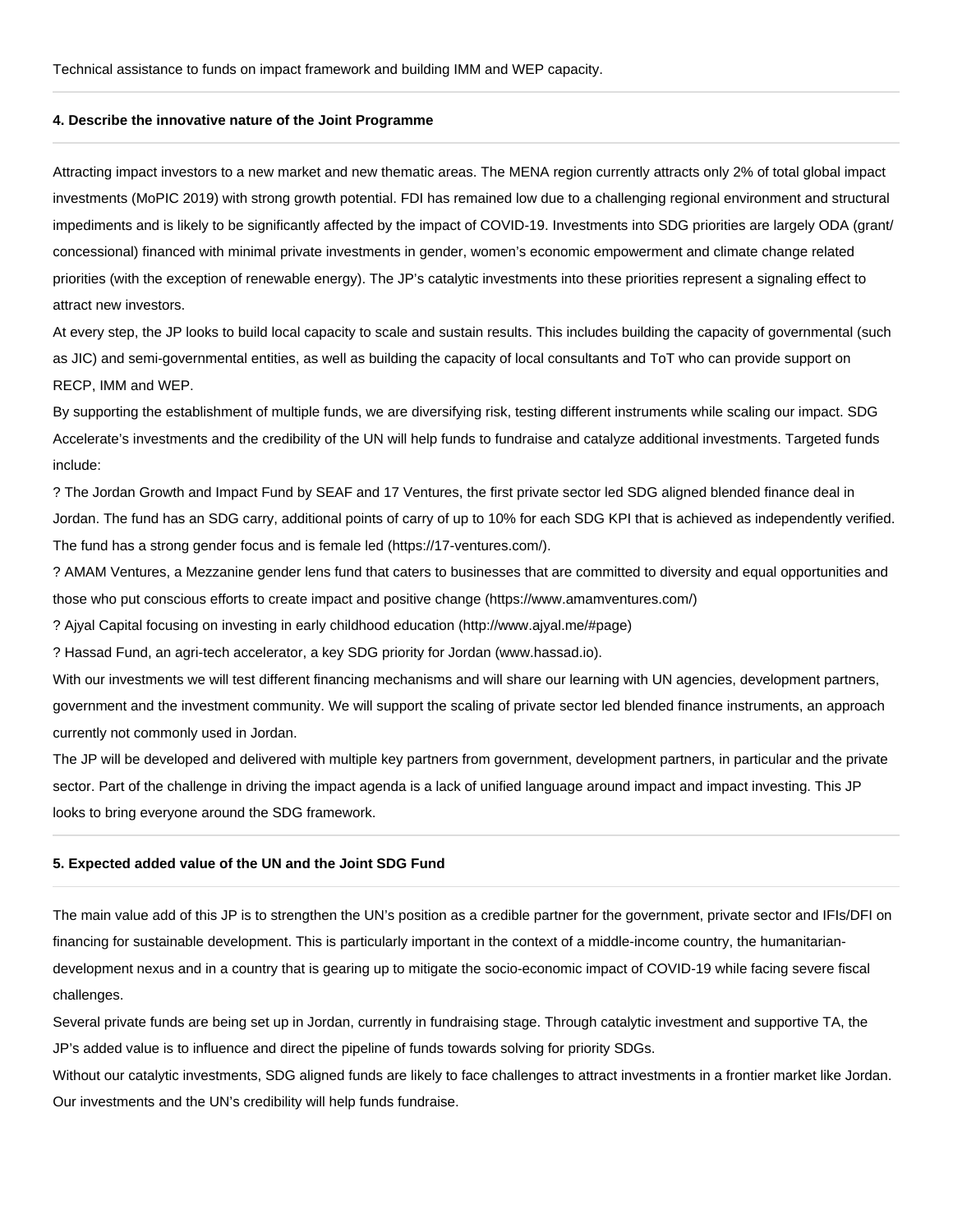Technical assistance to funds on impact framework and building IMM and WEP capacity.

**4. Describe the innovative nature of the Joint Programme**

Attracting impact investors to a new market and new thematic areas. The MENA region currently attracts only 2% of total global impact investments (MoPIC 2019) with strong growth potential. FDI has remained low due to a challenging regional environment and structural impediments and is likely to be significantly affected by the impact of COVID-19. Investments into SDG priorities are largely ODA (grant/ concessional) financed with minimal private investments in gender, women's economic empowerment and climate change related priorities (with the exception of renewable energy). The JP's catalytic investments into these priorities represent a signaling effect to attract new investors.

At every step, the JP looks to build local capacity to scale and sustain results. This includes building the capacity of governmental (such as JIC) and semi-governmental entities, as well as building the capacity of local consultants and ToT who can provide support on RECP, IMM and WEP.

By supporting the establishment of multiple funds, we are diversifying risk, testing different instruments while scaling our impact. SDG Accelerate's investments and the credibility of the UN will help funds to fundraise and catalyze additional investments. Targeted funds include:

? The Jordan Growth and Impact Fund by SEAF and 17 Ventures, the first private sector led SDG aligned blended finance deal in Jordan. The fund has an SDG carry, additional points of carry of up to 10% for each SDG KPI that is achieved as independently verified. The fund has a strong gender focus and is female led (https://17-ventures.com/).

? AMAM Ventures, a Mezzanine gender lens fund that caters to businesses that are committed to diversity and equal opportunities and those who put conscious efforts to create impact and positive change (https://www.amamventures.com/)

? Ajyal Capital focusing on investing in early childhood education (http://www.ajyal.me/#page)

? Hassad Fund, an agri-tech accelerator, a key SDG priority for Jordan (www.hassad.io).

With our investments we will test different financing mechanisms and will share our learning with UN agencies, development partners, government and the investment community. We will support the scaling of private sector led blended finance instruments, an approach currently not commonly used in Jordan.

The JP will be developed and delivered with multiple key partners from government, development partners, in particular and the private sector. Part of the challenge in driving the impact agenda is a lack of unified language around impact and impact investing. This JP looks to bring everyone around the SDG framework.

**5. Expected added value of the UN and the Joint SDG Fund**

The main value add of this JP is to strengthen the UN's position as a credible partner for the government, private sector and IFIs/DFI on financing for sustainable development. This is particularly important in the context of a middle-income country, the humanitarian-development nexus and in a country that is gearing up to mitigate the socio-economic impact of COVID-19 while facing severe fiscal challenges.

Several private funds are being set up in Jordan, currently in fundraising stage. Through catalytic investment and supportive TA, the JP's added value is to influence and direct the pipeline of funds towards solving for priority SDGs.

Without our catalytic investments, SDG aligned funds are likely to face challenges to attract investments in a frontier market like Jordan. Our investments and the UN's credibility will help funds fundraise.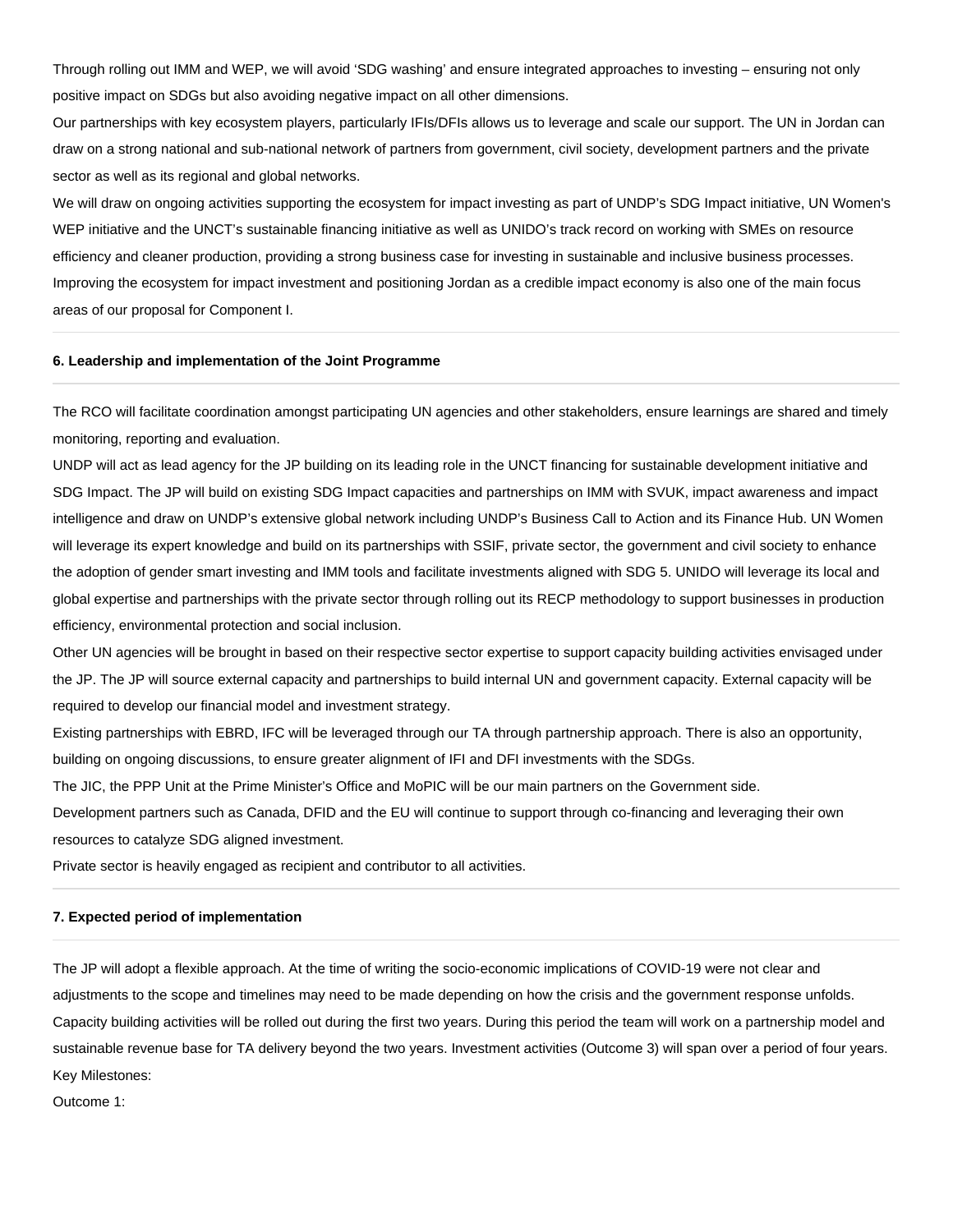Through rolling out IMM and WEP, we will avoid 'SDG washing' and ensure integrated approaches to investing – ensuring not only positive impact on SDGs but also avoiding negative impact on all other dimensions.

Our partnerships with key ecosystem players, particularly IFIs/DFIs allows us to leverage and scale our support. The UN in Jordan can draw on a strong national and sub-national network of partners from government, civil society, development partners and the private sector as well as its regional and global networks.

We will draw on ongoing activities supporting the ecosystem for impact investing as part of UNDP's SDG Impact initiative, UN Women's WEP initiative and the UNCT's sustainable financing initiative as well as UNIDO's track record on working with SMEs on resource efficiency and cleaner production, providing a strong business case for investing in sustainable and inclusive business processes.

Improving the ecosystem for impact investment and positioning Jordan as a credible impact economy is also one of the main focus areas of our proposal for Component I.

**6. Leadership and implementation of the Joint Programme**

The RCO will facilitate coordination amongst participating UN agencies and other stakeholders, ensure learnings are shared and timely monitoring, reporting and evaluation.

UNDP will act as lead agency for the JP building on its leading role in the UNCT financing for sustainable development initiative and SDG Impact. The JP will build on existing SDG Impact capacities and partnerships on IMM with SVUK, impact awareness and impact intelligence and draw on UNDP's extensive global network including UNDP's Business Call to Action and its Finance Hub. UN Women will leverage its expert knowledge and build on its partnerships with SSIF, private sector, the government and civil society to enhance the adoption of gender smart investing and IMM tools and facilitate investments aligned with SDG 5. UNIDO will leverage its local and global expertise and partnerships with the private sector through rolling out its RECP methodology to support businesses in production efficiency, environmental protection and social inclusion.

Other UN agencies will be brought in based on their respective sector expertise to support capacity building activities envisaged under the JP. The JP will source external capacity and partnerships to build internal UN and government capacity. External capacity will be required to develop our financial model and investment strategy.

Existing partnerships with EBRD, IFC will be leveraged through our TA through partnership approach. There is also an opportunity, building on ongoing discussions, to ensure greater alignment of IFI and DFI investments with the SDGs.

The JIC, the PPP Unit at the Prime Minister's Office and MoPIC will be our main partners on the Government side.

Development partners such as Canada, DFID and the EU will continue to support through co-financing and leveraging their own resources to catalyze SDG aligned investment.

Private sector is heavily engaged as recipient and contributor to all activities.

**7. Expected period of implementation**

The JP will adopt a flexible approach. At the time of writing the socio-economic implications of COVID-19 were not clear and adjustments to the scope and timelines may need to be made depending on how the crisis and the government response unfolds.

Capacity building activities will be rolled out during the first two years. During this period the team will work on a partnership model and sustainable revenue base for TA delivery beyond the two years. Investment activities (Outcome 3) will span over a period of four years.

Key Milestones:

Outcome 1: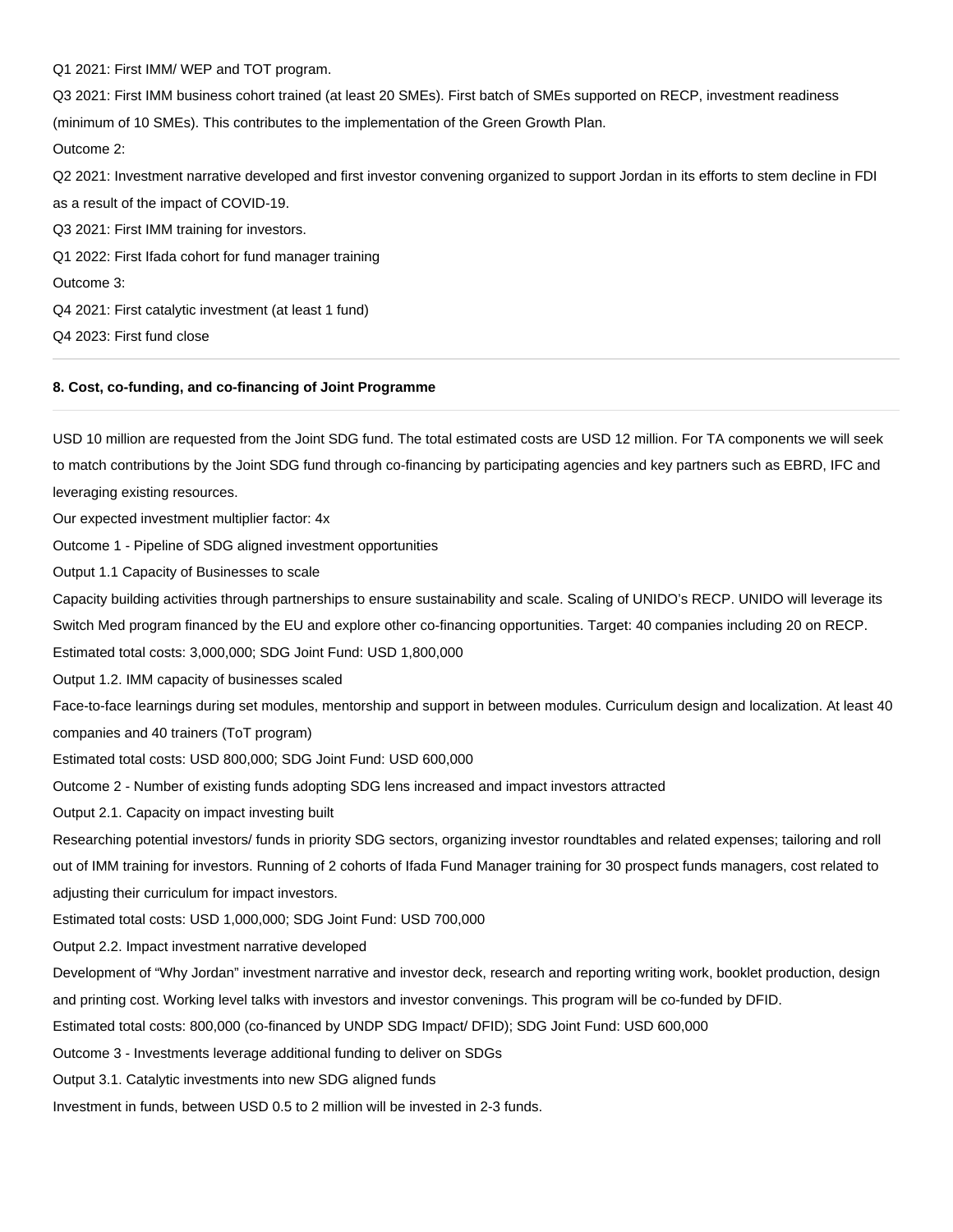Q1 2021: First IMM/ WEP and TOT program.

Q3 2021: First IMM business cohort trained (at least 20 SMEs). First batch of SMEs supported on RECP, investment readiness (minimum of 10 SMEs). This contributes to the implementation of the Green Growth Plan.

Outcome 2:

Q2 2021: Investment narrative developed and first investor convening organized to support Jordan in its efforts to stem decline in FDI as a result of the impact of COVID-19.

Q3 2021: First IMM training for investors.

Q1 2022: First Ifada cohort for fund manager training

Outcome 3:

Q4 2021: First catalytic investment (at least 1 fund)

Q4 2023: First fund close

---

#### 8. Cost, co-funding, and co-financing of Joint Programme

---

USD 10 million are requested from the Joint SDG fund. The total estimated costs are USD 12 million. For TA components we will seek to match contributions by the Joint SDG fund through co-financing by participating agencies and key partners such as EBRD, IFC and leveraging existing resources.

Our expected investment multiplier factor: 4x

Outcome 1 - Pipeline of SDG aligned investment opportunities

Output 1.1 Capacity of Businesses to scale

Capacity building activities through partnerships to ensure sustainability and scale. Scaling of UNIDO's RECP. UNIDO will leverage its Switch Med program financed by the EU and explore other co-financing opportunities. Target: 40 companies including 20 on RECP.

Estimated total costs: 3,000,000; SDG Joint Fund: USD 1,800,000

Output 1.2. IMM capacity of businesses scaled

Face-to-face learnings during set modules, mentorship and support in between modules. Curriculum design and localization. At least 40 companies and 40 trainers (ToT program)

Estimated total costs: USD 800,000; SDG Joint Fund: USD 600,000

Outcome 2 - Number of existing funds adopting SDG lens increased and impact investors attracted

Output 2.1. Capacity on impact investing built

Researching potential investors/ funds in priority SDG sectors, organizing investor roundtables and related expenses; tailoring and roll out of IMM training for investors. Running of 2 cohorts of Ifada Fund Manager training for 30 prospect funds managers, cost related to adjusting their curriculum for impact investors.

Estimated total costs: USD 1,000,000; SDG Joint Fund: USD 700,000

Output 2.2. Impact investment narrative developed

Development of "Why Jordan" investment narrative and investor deck, research and reporting writing work, booklet production, design and printing cost. Working level talks with investors and investor convenings. This program will be co-funded by DFID.

Estimated total costs: 800,000 (co-financed by UNDP SDG Impact/ DFID); SDG Joint Fund: USD 600,000

Outcome 3 - Investments leverage additional funding to deliver on SDGs

Output 3.1. Catalytic investments into new SDG aligned funds

Investment in funds, between USD 0.5 to 2 million will be invested in 2-3 funds.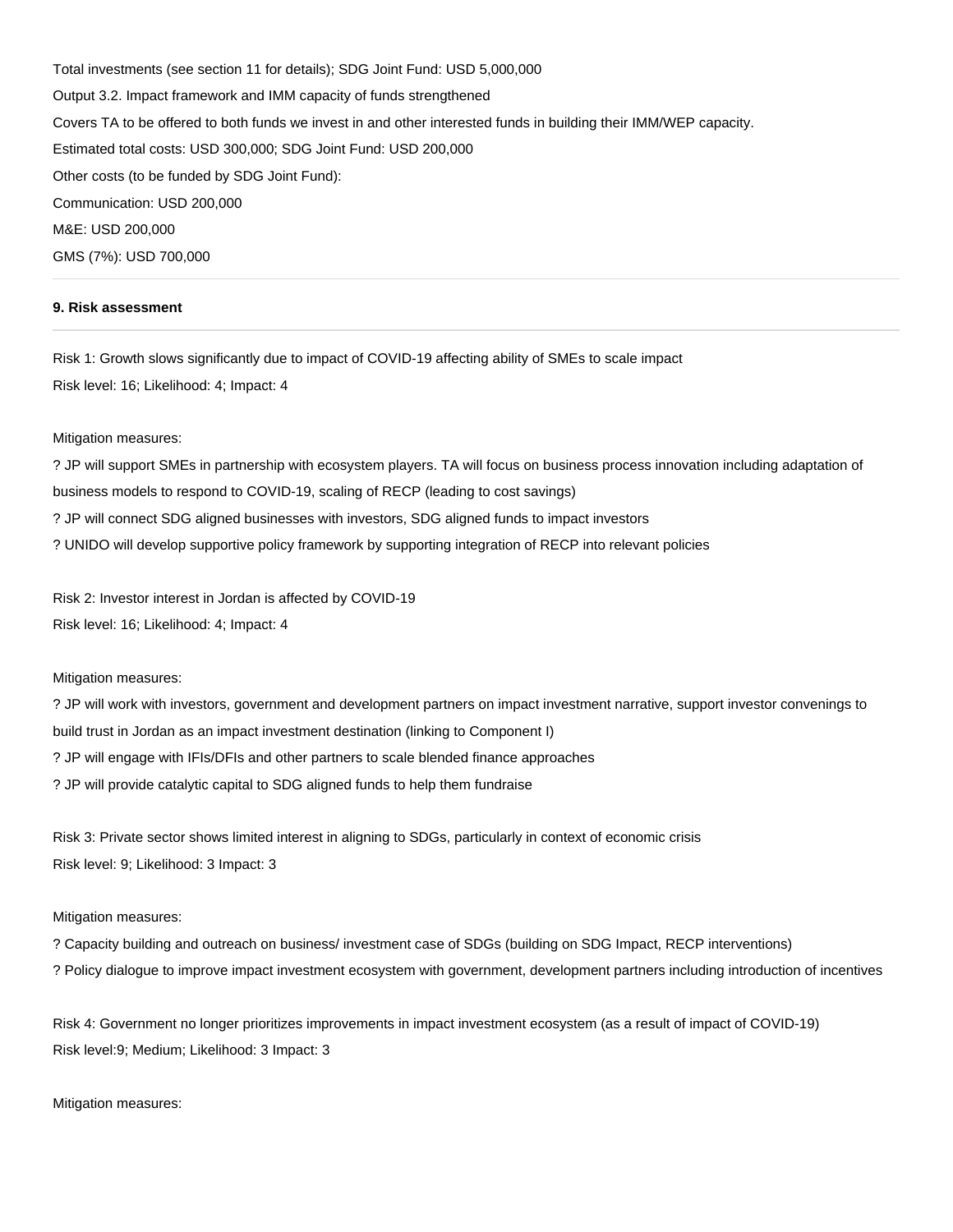Total investments (see section 11 for details); SDG Joint Fund: USD 5,000,000

Output 3.2. Impact framework and IMM capacity of funds strengthened

Covers TA to be offered to both funds we invest in and other interested funds in building their IMM/WEP capacity.

Estimated total costs: USD 300,000; SDG Joint Fund: USD 200,000

Other costs (to be funded by SDG Joint Fund):

Communication: USD 200,000

M&E: USD 200,000

GMS (7%): USD 700,000

---

**9. Risk assessment**

---

Risk 1: Growth slows significantly due to impact of COVID-19 affecting ability of SMEs to scale impact

Risk level: 16; Likelihood: 4; Impact: 4

Mitigation measures:

? JP will support SMEs in partnership with ecosystem players. TA will focus on business process innovation including adaptation of business models to respond to COVID-19, scaling of RECP (leading to cost savings)

? JP will connect SDG aligned businesses with investors, SDG aligned funds to impact investors

? UNIDO will develop supportive policy framework by supporting integration of RECP into relevant policies

Risk 2: Investor interest in Jordan is affected by COVID-19

Risk level: 16; Likelihood: 4; Impact: 4

Mitigation measures:

? JP will work with investors, government and development partners on impact investment narrative, support investor convenings to build trust in Jordan as an impact investment destination (linking to Component I)

? JP will engage with IFIs/DFIs and other partners to scale blended finance approaches

? JP will provide catalytic capital to SDG aligned funds to help them fundraise

Risk 3: Private sector shows limited interest in aligning to SDGs, particularly in context of economic crisis

Risk level: 9; Likelihood: 3 Impact: 3

Mitigation measures:

? Capacity building and outreach on business/ investment case of SDGs (building on SDG Impact, RECP interventions)

? Policy dialogue to improve impact investment ecosystem with government, development partners including introduction of incentives

Risk 4: Government no longer prioritizes improvements in impact investment ecosystem (as a result of impact of COVID-19)

Risk level:9; Medium; Likelihood: 3 Impact: 3

Mitigation measures: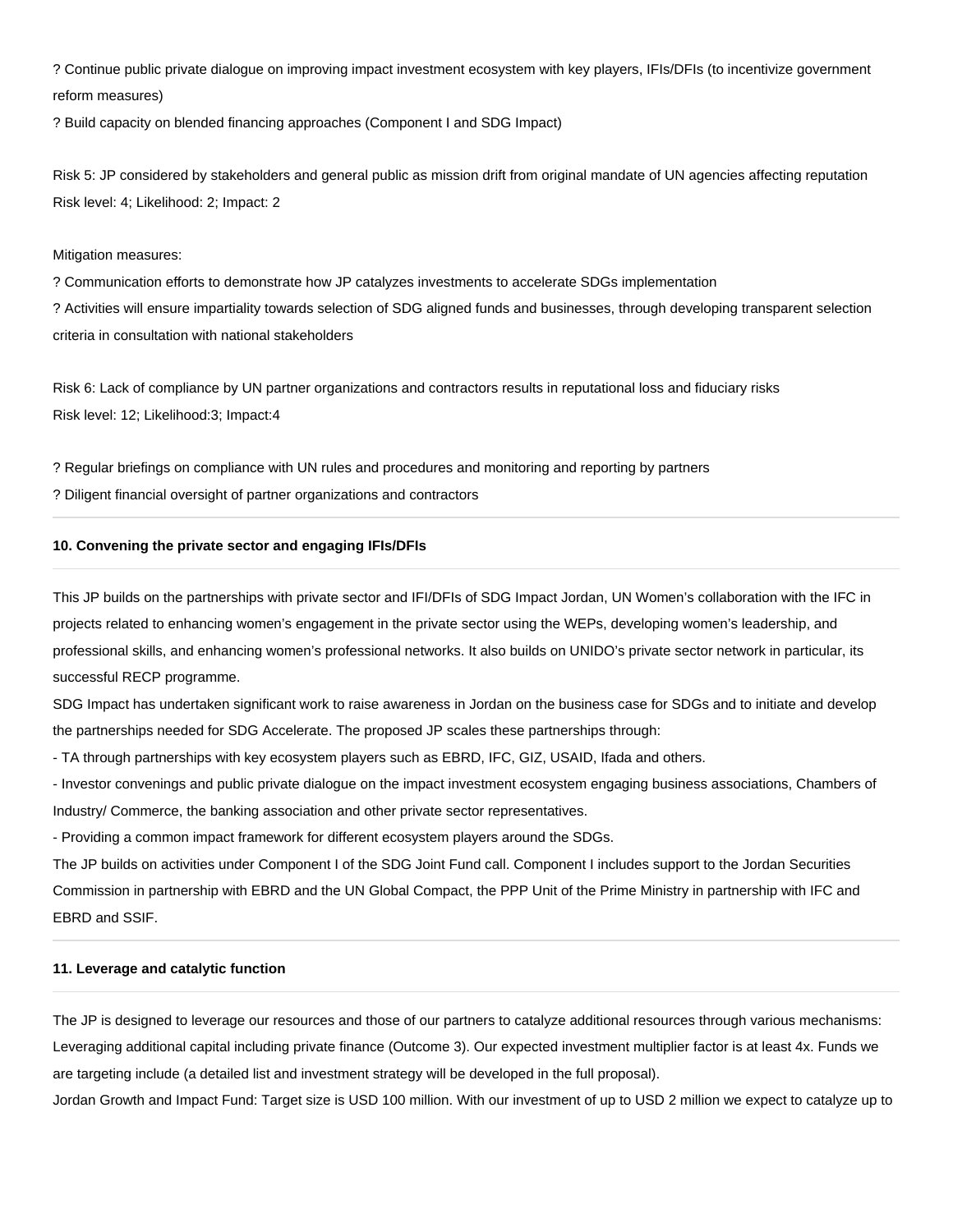? Continue public private dialogue on improving impact investment ecosystem with key players, IFIs/DFIs (to incentivize government reform measures)

? Build capacity on blended financing approaches (Component I and SDG Impact)

Risk 5: JP considered by stakeholders and general public as mission drift from original mandate of UN agencies affecting reputation
Risk level: 4; Likelihood: 2; Impact: 2

Mitigation measures:

? Communication efforts to demonstrate how JP catalyzes investments to accelerate SDGs implementation

? Activities will ensure impartiality towards selection of SDG aligned funds and businesses, through developing transparent selection criteria in consultation with national stakeholders

Risk 6: Lack of compliance by UN partner organizations and contractors results in reputational loss and fiduciary risks
Risk level: 12; Likelihood:3; Impact:4

? Regular briefings on compliance with UN rules and procedures and monitoring and reporting by partners

? Diligent financial oversight of partner organizations and contractors

---

**10. Convening the private sector and engaging IFIs/DFIs**

This JP builds on the partnerships with private sector and IFI/DFIs of SDG Impact Jordan, UN Women's collaboration with the IFC in projects related to enhancing women's engagement in the private sector using the WEPs, developing women's leadership, and professional skills, and enhancing women's professional networks. It also builds on UNIDO's private sector network in particular, its successful RECP programme.

SDG Impact has undertaken significant work to raise awareness in Jordan on the business case for SDGs and to initiate and develop the partnerships needed for SDG Accelerate. The proposed JP scales these partnerships through:

- TA through partnerships with key ecosystem players such as EBRD, IFC, GIZ, USAID, Ifada and others.
- Investor convenings and public private dialogue on the impact investment ecosystem engaging business associations, Chambers of Industry/ Commerce, the banking association and other private sector representatives.
- Providing a common impact framework for different ecosystem players around the SDGs.

The JP builds on activities under Component I of the SDG Joint Fund call. Component I includes support to the Jordan Securities Commission in partnership with EBRD and the UN Global Compact, the PPP Unit of the Prime Ministry in partnership with IFC and EBRD and SSIF.

---

**11. Leverage and catalytic function**

The JP is designed to leverage our resources and those of our partners to catalyze additional resources through various mechanisms: Leveraging additional capital including private finance (Outcome 3). Our expected investment multiplier factor is at least 4x. Funds we are targeting include (a detailed list and investment strategy will be developed in the full proposal).

Jordan Growth and Impact Fund: Target size is USD 100 million. With our investment of up to USD 2 million we expect to catalyze up to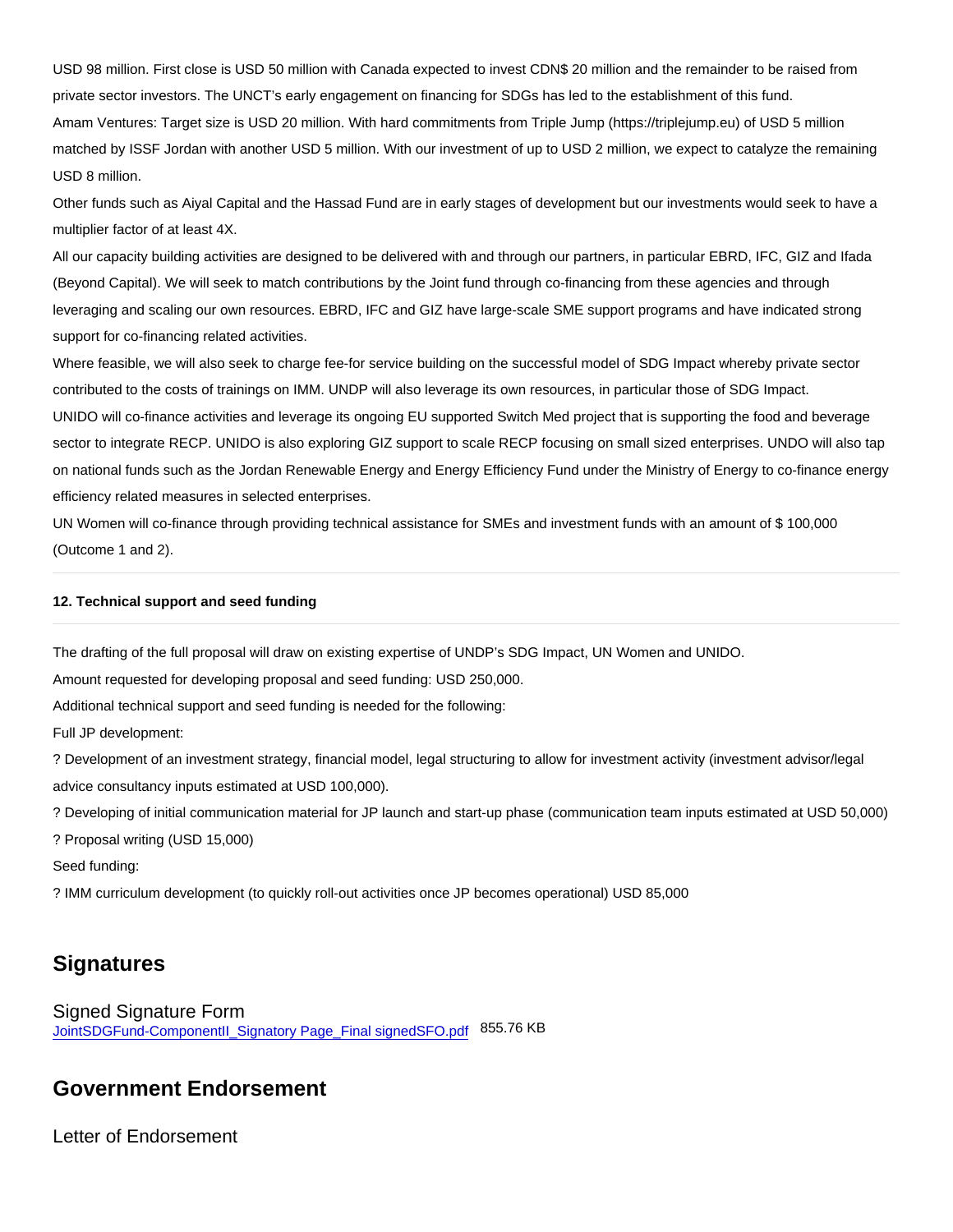USD 98 million. First close is USD 50 million with Canada expected to invest CDN$ 20 million and the remainder to be raised from private sector investors. The UNCT's early engagement on financing for SDGs has led to the establishment of this fund.

Amam Ventures: Target size is USD 20 million. With hard commitments from Triple Jump (https://triplejump.eu) of USD 5 million matched by ISSF Jordan with another USD 5 million. With our investment of up to USD 2 million, we expect to catalyze the remaining USD 8 million.

Other funds such as Aiyal Capital and the Hassad Fund are in early stages of development but our investments would seek to have a multiplier factor of at least 4X.

All our capacity building activities are designed to be delivered with and through our partners, in particular EBRD, IFC, GIZ and Ifada (Beyond Capital). We will seek to match contributions by the Joint fund through co-financing from these agencies and through leveraging and scaling our own resources. EBRD, IFC and GIZ have large-scale SME support programs and have indicated strong support for co-financing related activities.

Where feasible, we will also seek to charge fee-for service building on the successful model of SDG Impact whereby private sector contributed to the costs of trainings on IMM. UNDP will also leverage its own resources, in particular those of SDG Impact.

UNIDO will co-finance activities and leverage its ongoing EU supported Switch Med project that is supporting the food and beverage sector to integrate RECP. UNIDO is also exploring GIZ support to scale RECP focusing on small sized enterprises. UNDO will also tap on national funds such as the Jordan Renewable Energy and Energy Efficiency Fund under the Ministry of Energy to co-finance energy efficiency related measures in selected enterprises.

UN Women will co-finance through providing technical assistance for SMEs and investment funds with an amount of $ 100,000 (Outcome 1 and 2).

---

**12. Technical support and seed funding**

---

The drafting of the full proposal will draw on existing expertise of UNDP's SDG Impact, UN Women and UNIDO.

Amount requested for developing proposal and seed funding: USD 250,000.

Additional technical support and seed funding is needed for the following:

Full JP development:

? Development of an investment strategy, financial model, legal structuring to allow for investment activity (investment advisor/legal advice consultancy inputs estimated at USD 100,000).

? Developing of initial communication material for JP launch and start-up phase (communication team inputs estimated at USD 50,000)

? Proposal writing (USD 15,000)

Seed funding:

? IMM curriculum development (to quickly roll-out activities once JP becomes operational) USD 85,000

## Signatures

Signed Signature Form

JointSDGFund-ComponentII_Signatory Page_Final signedSFO.pdf 855.76 KB

## Government Endorsement

Letter of Endorsement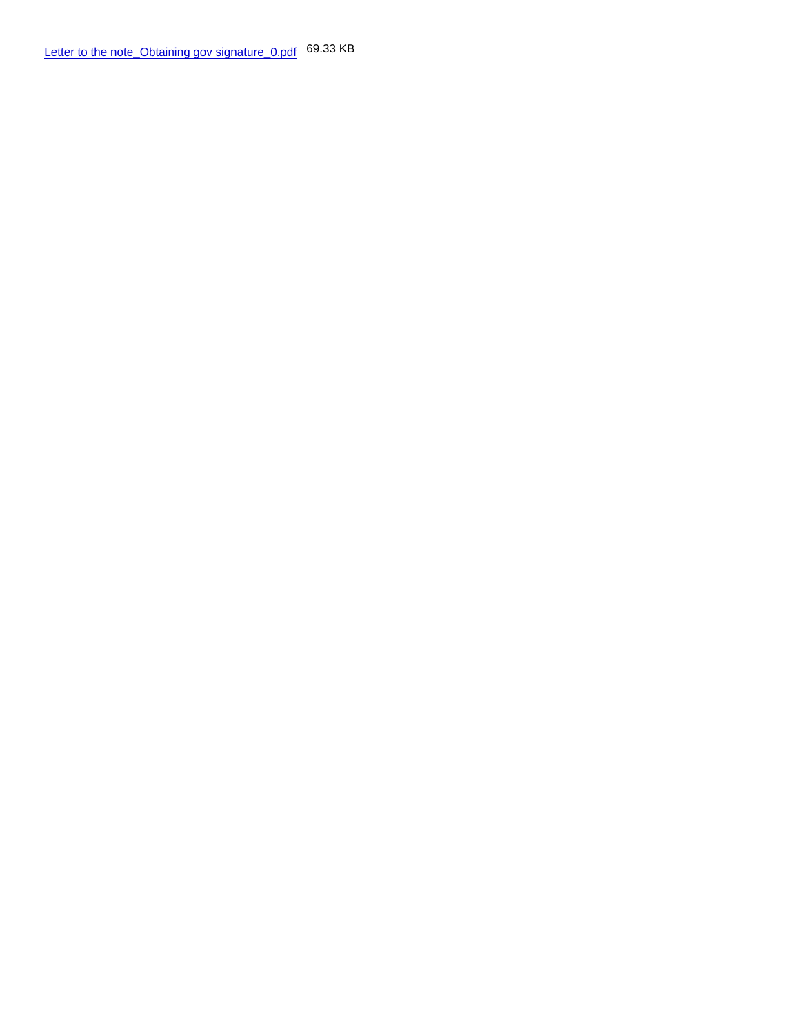[Letter to the note_Obtaining gov signature_0.pdf]() 69.33 KB